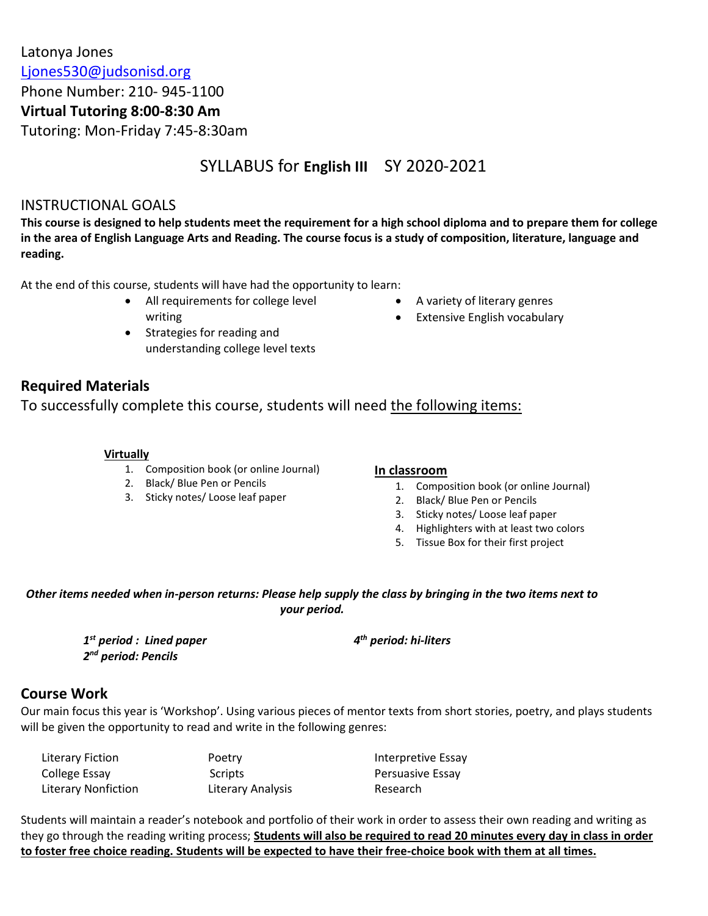Latonya Jones

Ljones530@judsonisd.org

Phone Number: 210- 945-1100

**Virtual Tutoring 8:00-8:30 Am**

Tutoring: Mon-Friday 7:45-8:30am

# SYLLABUS for **English III** SY 2020-2021

## INSTRUCTIONAL GOALS

**This course is designed to help students meet the requirement for a high school diploma and to prepare them for college in the area of English Language Arts and Reading. The course focus is a study of composition, literature, language and reading.**

At the end of this course, students will have had the opportunity to learn:

- All requirements for college level writing
- Strategies for reading and understanding college level texts
- A variety of literary genres
- Extensive English vocabulary

## Required Materials

To successfully complete this course, students will need <u>the following items:</u>

**<u>Virtually</u>**

1. Composition book (or online Journal)
2. Black/ Blue Pen or Pencils
3. Sticky notes/ Loose leaf paper

**<u>In classroom</u>**

1. Composition book (or online Journal)
2. Black/ Blue Pen or Pencils
3. Sticky notes/ Loose leaf paper
4. Highlighters with at least two colors
5. Tissue Box for their first project

***Other items needed when in-person returns: Please help supply the class by bringing in the two items next to your period.***

***1st period : Lined paper***

***2nd period: Pencils***

***4th period: hi-liters***

## Course Work

Our main focus this year is 'Workshop'. Using various pieces of mentor texts from short stories, poetry, and plays students will be given the opportunity to read and write in the following genres:

| | | |
|---|---|---|
| Literary Fiction | Poetry | Interpretive Essay |
| College Essay | Scripts | Persuasive Essay |
| Literary Nonfiction | Literary Analysis | Research |

Students will maintain a reader's notebook and portfolio of their work in order to assess their own reading and writing as they go through the reading writing process; **<u>Students will also be required to read 20 minutes every day in class in order to foster free choice reading. Students will be expected to have their free-choice book with them at all times.</u>**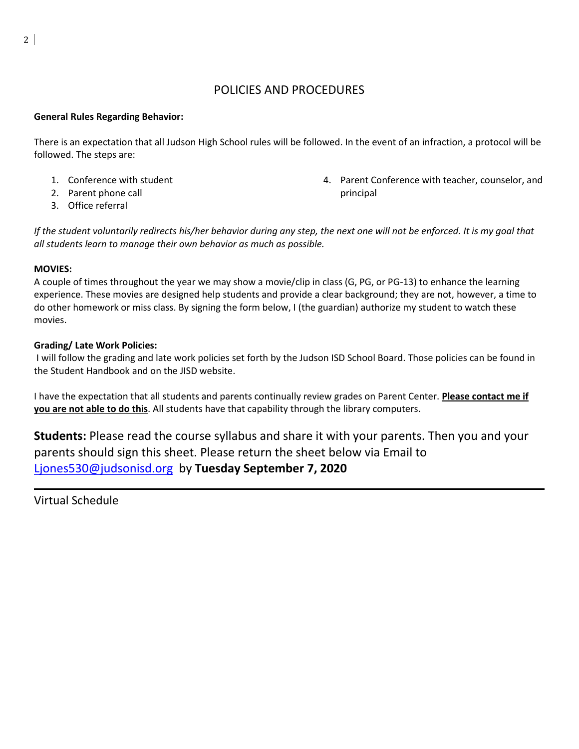# POLICIES AND PROCEDURES

**General Rules Regarding Behavior:**

There is an expectation that all Judson High School rules will be followed. In the event of an infraction, a protocol will be followed. The steps are:

1. Conference with student
2. Parent phone call
3. Office referral
4. Parent Conference with teacher, counselor, and principal

*If the student voluntarily redirects his/her behavior during any step, the next one will not be enforced. It is my goal that all students learn to manage their own behavior as much as possible.*

**MOVIES:**
A couple of times throughout the year we may show a movie/clip in class (G, PG, or PG-13) to enhance the learning experience. These movies are designed help students and provide a clear background; they are not, however, a time to do other homework or miss class. By signing the form below, I (the guardian) authorize my student to watch these movies.

**Grading/ Late Work Policies:**
I will follow the grading and late work policies set forth by the Judson ISD School Board. Those policies can be found in the Student Handbook and on the JISD website.

I have the expectation that all students and parents continually review grades on Parent Center. **Please contact me if you are not able to do this**. All students have that capability through the library computers.

**Students:** Please read the course syllabus and share it with your parents. Then you and your parents should sign this sheet. Please return the sheet below via Email to Ljones530@judsonisd.org by **Tuesday September 7, 2020**

---

Virtual Schedule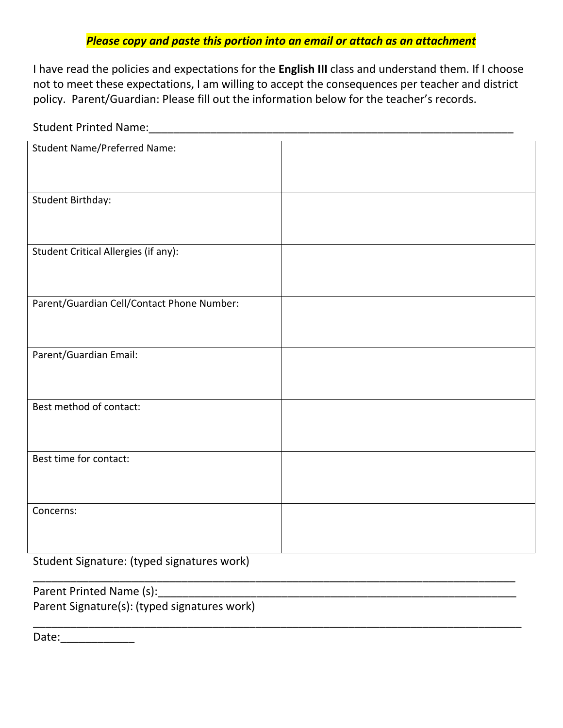***Please copy and paste this portion into an email or attach as an attachment***

I have read the policies and expectations for the **English III** class and understand them. If I choose not to meet these expectations, I am willing to accept the consequences per teacher and district policy. Parent/Guardian: Please fill out the information below for the teacher's records.

Student Printed Name:___________________________________________________________

| | |
|---|---|
| Student Name/Preferred Name: | |
| Student Birthday: | |
| Student Critical Allergies (if any): | |
| Parent/Guardian Cell/Contact Phone Number: | |
| Parent/Guardian Email: | |
| Best method of contact: | |
| Best time for contact: | |
| Concerns: | |

Student Signature: (typed signatures work)

_______________________________________________________________________________

Parent Printed Name (s):_____________________________________________________________

Parent Signature(s): (typed signatures work)

_______________________________________________________________________________

Date:____________